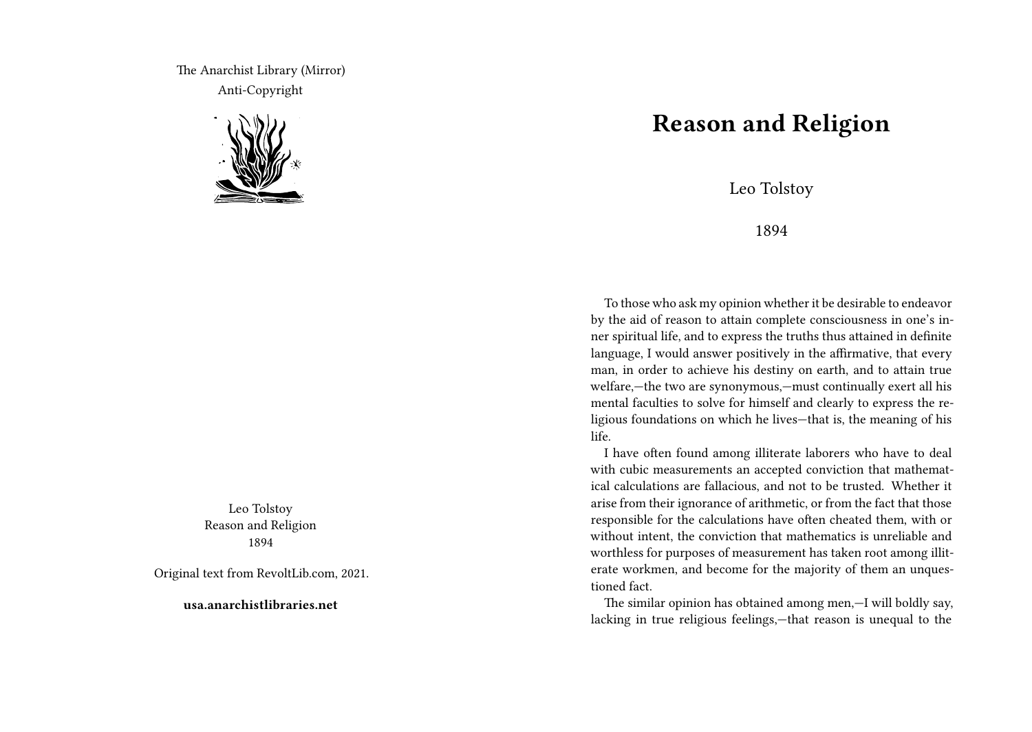The Anarchist Library (Mirror)
Anti-Copyright

Leo Tolstoy
Reason and Religion
1894

Original text from RevoltLib.com, 2021.

**usa.anarchistlibraries.net**

# Reason and Religion

Leo Tolstoy

1894

To those who ask my opinion whether it be desirable to endeavor by the aid of reason to attain complete consciousness in one's inner spiritual life, and to express the truths thus attained in definite language, I would answer positively in the affirmative, that every man, in order to achieve his destiny on earth, and to attain true welfare,—the two are synonymous,—must continually exert all his mental faculties to solve for himself and clearly to express the religious foundations on which he lives—that is, the meaning of his life.

I have often found among illiterate laborers who have to deal with cubic measurements an accepted conviction that mathematical calculations are fallacious, and not to be trusted. Whether it arise from their ignorance of arithmetic, or from the fact that those responsible for the calculations have often cheated them, with or without intent, the conviction that mathematics is unreliable and worthless for purposes of measurement has taken root among illiterate workmen, and become for the majority of them an unquestioned fact.

The similar opinion has obtained among men,—I will boldly say, lacking in true religious feelings,—that reason is unequal to the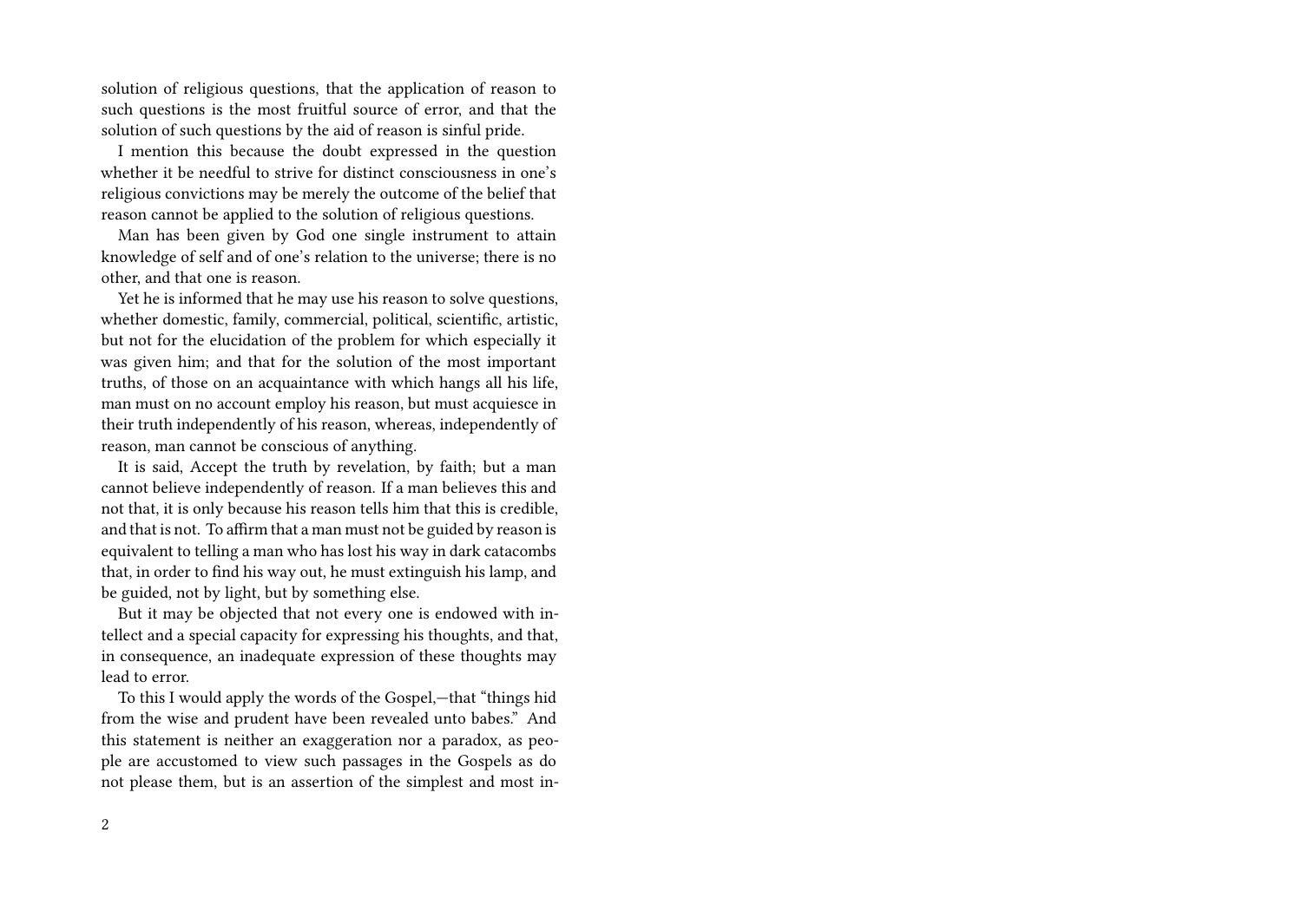solution of religious questions, that the application of reason to such questions is the most fruitful source of error, and that the solution of such questions by the aid of reason is sinful pride.

I mention this because the doubt expressed in the question whether it be needful to strive for distinct consciousness in one's religious convictions may be merely the outcome of the belief that reason cannot be applied to the solution of religious questions.

Man has been given by God one single instrument to attain knowledge of self and of one's relation to the universe; there is no other, and that one is reason.

Yet he is informed that he may use his reason to solve questions, whether domestic, family, commercial, political, scientific, artistic, but not for the elucidation of the problem for which especially it was given him; and that for the solution of the most important truths, of those on an acquaintance with which hangs all his life, man must on no account employ his reason, but must acquiesce in their truth independently of his reason, whereas, independently of reason, man cannot be conscious of anything.

It is said, Accept the truth by revelation, by faith; but a man cannot believe independently of reason. If a man believes this and not that, it is only because his reason tells him that this is credible, and that is not. To affirm that a man must not be guided by reason is equivalent to telling a man who has lost his way in dark catacombs that, in order to find his way out, he must extinguish his lamp, and be guided, not by light, but by something else.

But it may be objected that not every one is endowed with intellect and a special capacity for expressing his thoughts, and that, in consequence, an inadequate expression of these thoughts may lead to error.

To this I would apply the words of the Gospel,—that "things hid from the wise and prudent have been revealed unto babes." And this statement is neither an exaggeration nor a paradox, as people are accustomed to view such passages in the Gospels as do not please them, but is an assertion of the simplest and most in-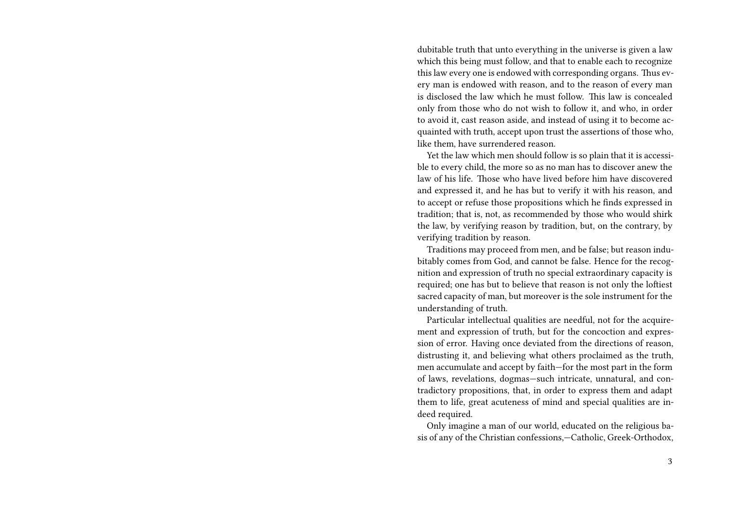dubitable truth that unto everything in the universe is given a law which this being must follow, and that to enable each to recognize this law every one is endowed with corresponding organs. Thus every man is endowed with reason, and to the reason of every man is disclosed the law which he must follow. This law is concealed only from those who do not wish to follow it, and who, in order to avoid it, cast reason aside, and instead of using it to become acquainted with truth, accept upon trust the assertions of those who, like them, have surrendered reason.

Yet the law which men should follow is so plain that it is accessible to every child, the more so as no man has to discover anew the law of his life. Those who have lived before him have discovered and expressed it, and he has but to verify it with his reason, and to accept or refuse those propositions which he finds expressed in tradition; that is, not, as recommended by those who would shirk the law, by verifying reason by tradition, but, on the contrary, by verifying tradition by reason.

Traditions may proceed from men, and be false; but reason indubitably comes from God, and cannot be false. Hence for the recognition and expression of truth no special extraordinary capacity is required; one has but to believe that reason is not only the loftiest sacred capacity of man, but moreover is the sole instrument for the understanding of truth.

Particular intellectual qualities are needful, not for the acquirement and expression of truth, but for the concoction and expression of error. Having once deviated from the directions of reason, distrusting it, and believing what others proclaimed as the truth, men accumulate and accept by faith—for the most part in the form of laws, revelations, dogmas—such intricate, unnatural, and contradictory propositions, that, in order to express them and adapt them to life, great acuteness of mind and special qualities are indeed required.

Only imagine a man of our world, educated on the religious basis of any of the Christian confessions,—Catholic, Greek-Orthodox,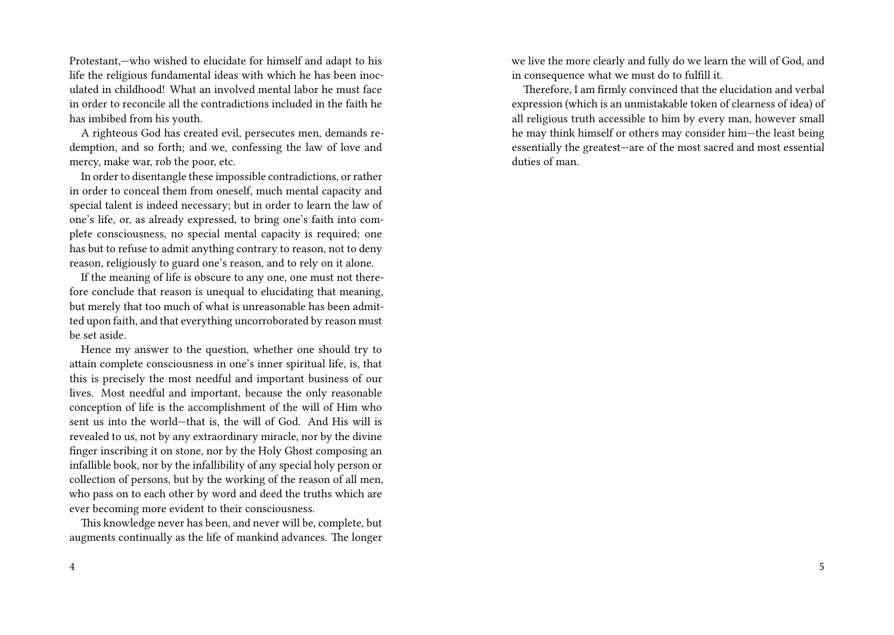Protestant,—who wished to elucidate for himself and adapt to his life the religious fundamental ideas with which he has been inoculated in childhood! What an involved mental labor he must face in order to reconcile all the contradictions included in the faith he has imbibed from his youth.

A righteous God has created evil, persecutes men, demands redemption, and so forth; and we, confessing the law of love and mercy, make war, rob the poor, etc.

In order to disentangle these impossible contradictions, or rather in order to conceal them from oneself, much mental capacity and special talent is indeed necessary; but in order to learn the law of one's life, or, as already expressed, to bring one's faith into complete consciousness, no special mental capacity is required; one has but to refuse to admit anything contrary to reason, not to deny reason, religiously to guard one's reason, and to rely on it alone.

If the meaning of life is obscure to any one, one must not therefore conclude that reason is unequal to elucidating that meaning, but merely that too much of what is unreasonable has been admitted upon faith, and that everything uncorroborated by reason must be set aside.

Hence my answer to the question, whether one should try to attain complete consciousness in one's inner spiritual life, is, that this is precisely the most needful and important business of our lives. Most needful and important, because the only reasonable conception of life is the accomplishment of the will of Him who sent us into the world—that is, the will of God. And His will is revealed to us, not by any extraordinary miracle, nor by the divine finger inscribing it on stone, nor by the Holy Ghost composing an infallible book, nor by the infallibility of any special holy person or collection of persons, but by the working of the reason of all men, who pass on to each other by word and deed the truths which are ever becoming more evident to their consciousness.

This knowledge never has been, and never will be, complete, but augments continually as the life of mankind advances. The longer we live the more clearly and fully do we learn the will of God, and in consequence what we must do to fulfill it.

Therefore, I am firmly convinced that the elucidation and verbal expression (which is an unmistakable token of clearness of idea) of all religious truth accessible to him by every man, however small he may think himself or others may consider him—the least being essentially the greatest—are of the most sacred and most essential duties of man.